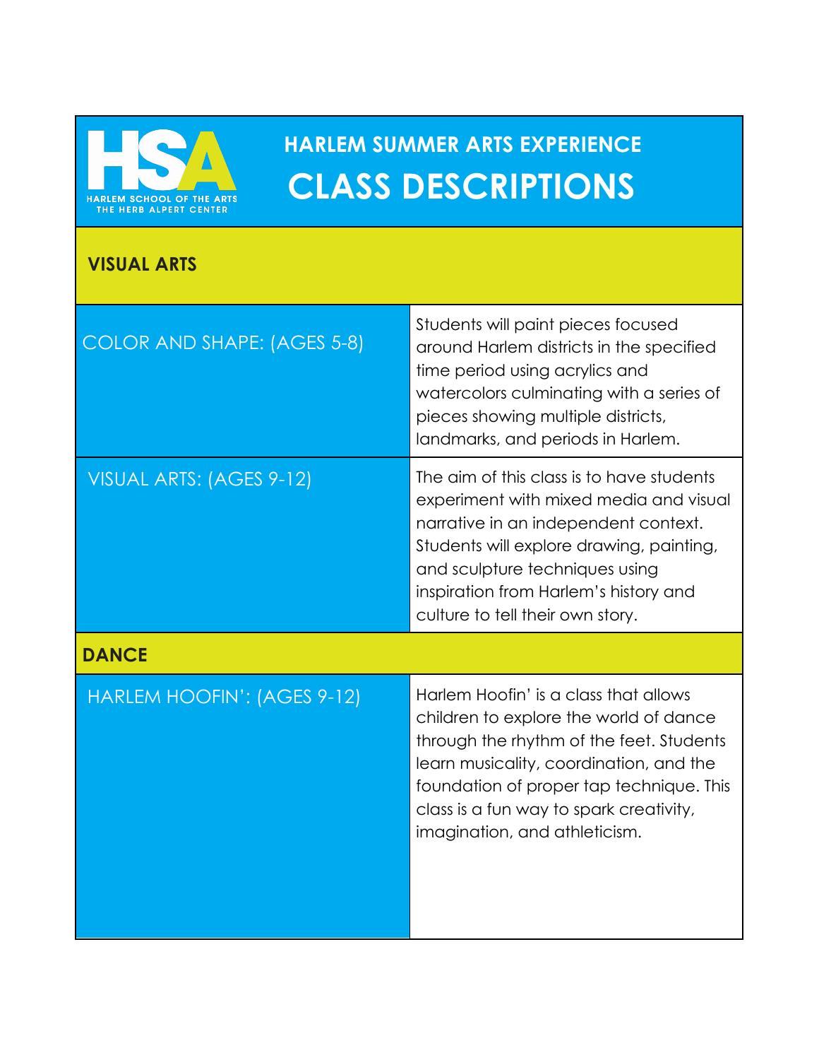HARLEM SCHOOL OF THE ARTS
THE HERB ALPERT CENTER

# HARLEM SUMMER ARTS EXPERIENCE
# CLASS DESCRIPTIONS

## VISUAL ARTS

| | |
|---|---|
| COLOR AND SHAPE: (AGES 5-8) | Students will paint pieces focused around Harlem districts in the specified time period using acrylics and watercolors culminating with a series of pieces showing multiple districts, landmarks, and periods in Harlem. |
| VISUAL ARTS: (AGES 9-12) | The aim of this class is to have students experiment with mixed media and visual narrative in an independent context. Students will explore drawing, painting, and sculpture techniques using inspiration from Harlem's history and culture to tell their own story. |

## DANCE

| | |
|---|---|
| HARLEM HOOFIN': (AGES 9-12) | Harlem Hoofin' is a class that allows children to explore the world of dance through the rhythm of the feet. Students learn musicality, coordination, and the foundation of proper tap technique. This class is a fun way to spark creativity, imagination, and athleticism. |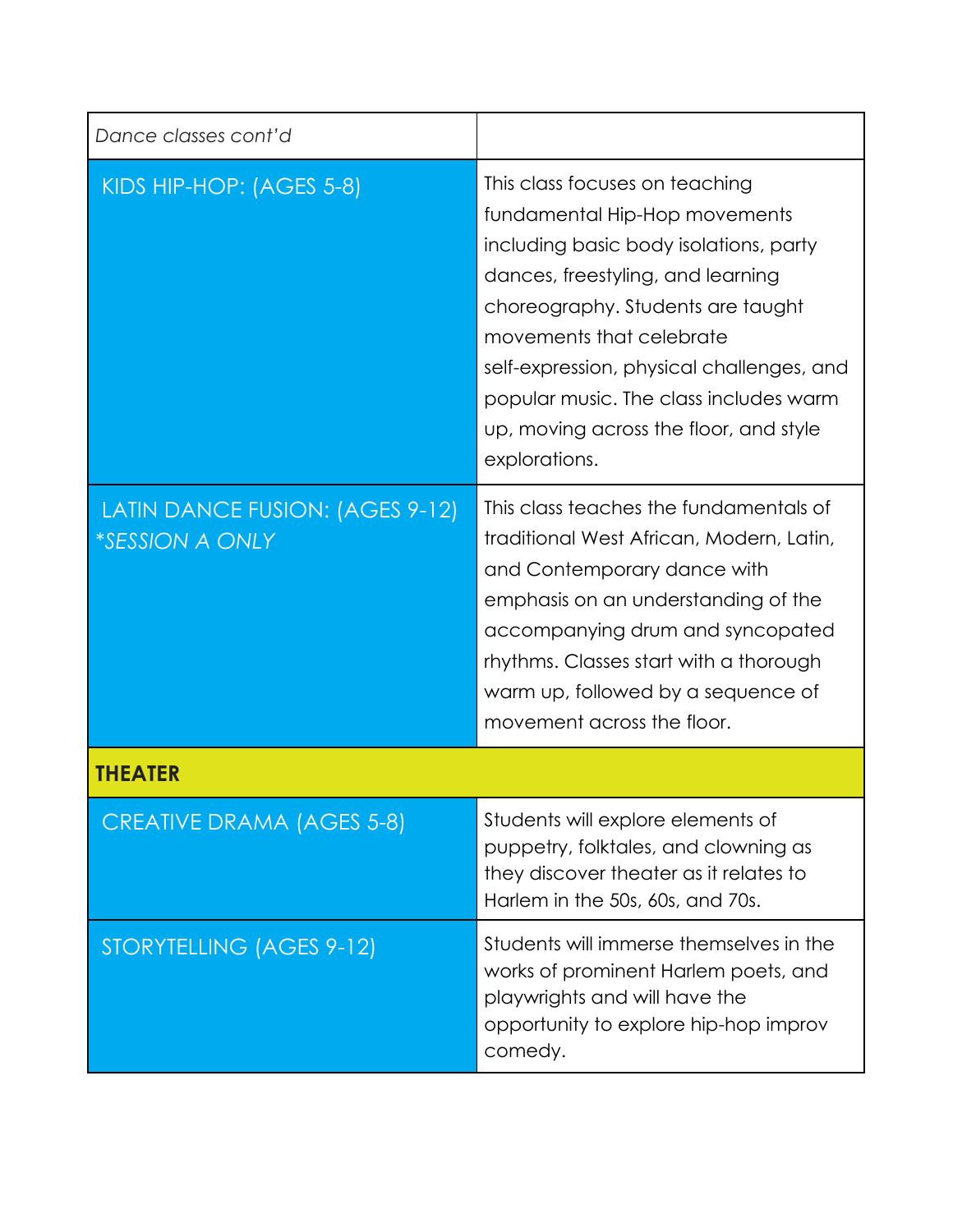| *Dance classes cont'd* | |
|---|---|
| KIDS HIP-HOP: (AGES 5-8) | This class focuses on teaching fundamental Hip-Hop movements including basic body isolations, party dances, freestyling, and learning choreography. Students are taught movements that celebrate self-expression, physical challenges, and popular music. The class includes warm up, moving across the floor, and style explorations. |
| LATIN DANCE FUSION: (AGES 9-12) *\*SESSION A ONLY* | This class teaches the fundamentals of traditional West African, Modern, Latin, and Contemporary dance with emphasis on an understanding of the accompanying drum and syncopated rhythms. Classes start with a thorough warm up, followed by a sequence of movement across the floor. |
| **THEATER** | |
| CREATIVE DRAMA (AGES 5-8) | Students will explore elements of puppetry, folktales, and clowning as they discover theater as it relates to Harlem in the 50s, 60s, and 70s. |
| STORYTELLING (AGES 9-12) | Students will immerse themselves in the works of prominent Harlem poets, and playwrights and will have the opportunity to explore hip-hop improv comedy. |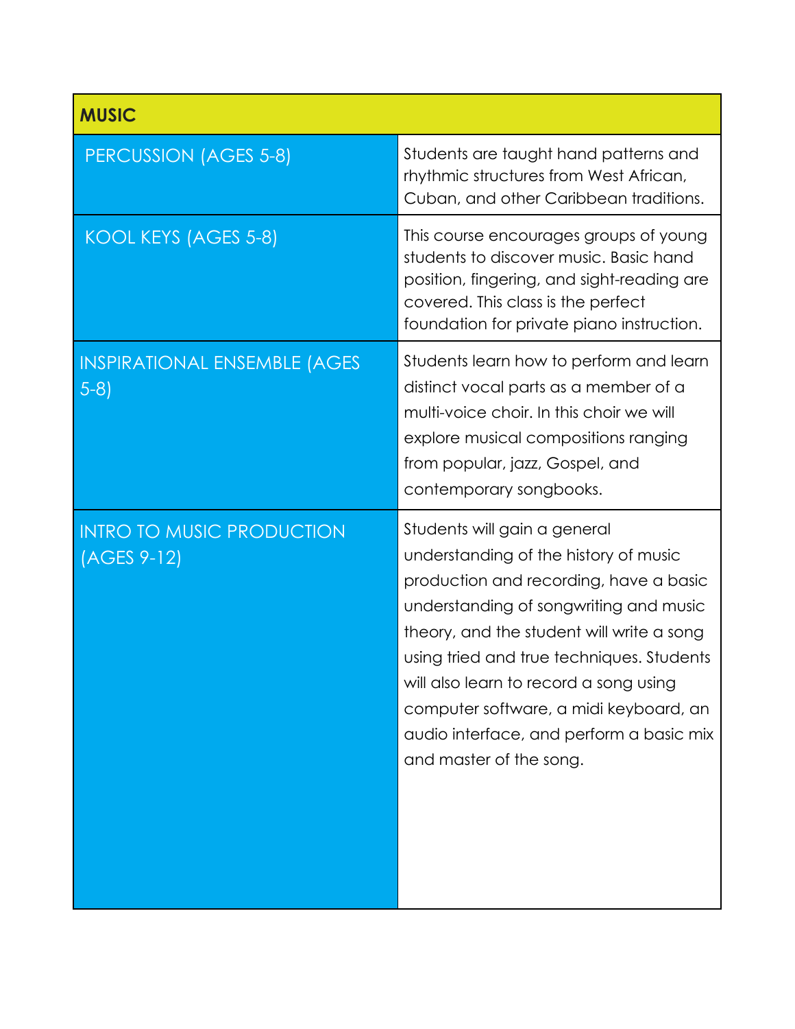| **MUSIC** | |
|---|---|
| PERCUSSION (AGES 5-8) | Students are taught hand patterns and rhythmic structures from West African, Cuban, and other Caribbean traditions. |
| KOOL KEYS (AGES 5-8) | This course encourages groups of young students to discover music. Basic hand position, fingering, and sight-reading are covered. This class is the perfect foundation for private piano instruction. |
| INSPIRATIONAL ENSEMBLE (AGES 5-8) | Students learn how to perform and learn distinct vocal parts as a member of a multi-voice choir. In this choir we will explore musical compositions ranging from popular, jazz, Gospel, and contemporary songbooks. |
| INTRO TO MUSIC PRODUCTION (AGES 9-12) | Students will gain a general understanding of the history of music production and recording, have a basic understanding of songwriting and music theory, and the student will write a song using tried and true techniques. Students will also learn to record a song using computer software, a midi keyboard, an audio interface, and perform a basic mix and master of the song. |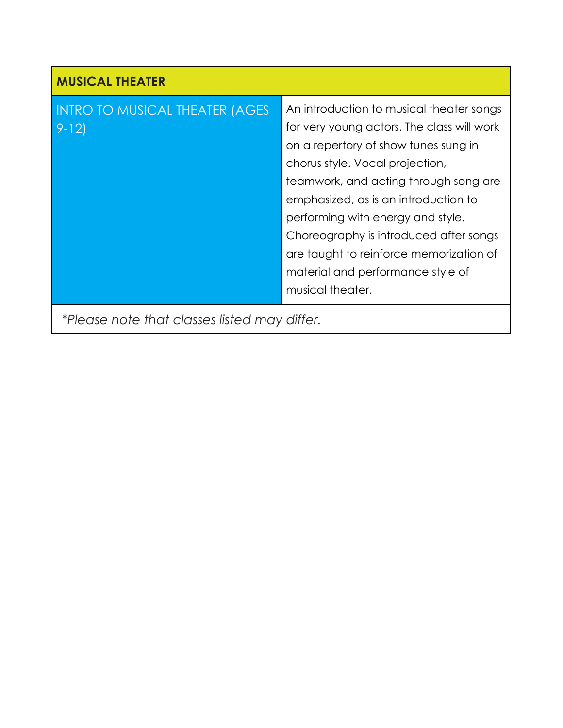| MUSICAL THEATER | |
|---|---|
| INTRO TO MUSICAL THEATER (AGES 9-12) | An introduction to musical theater songs for very young actors. The class will work on a repertory of show tunes sung in chorus style. Vocal projection, teamwork, and acting through song are emphasized, as is an introduction to performing with energy and style. Choreography is introduced after songs are taught to reinforce memorization of material and performance style of musical theater. |
| *\*Please note that classes listed may differ.* | |